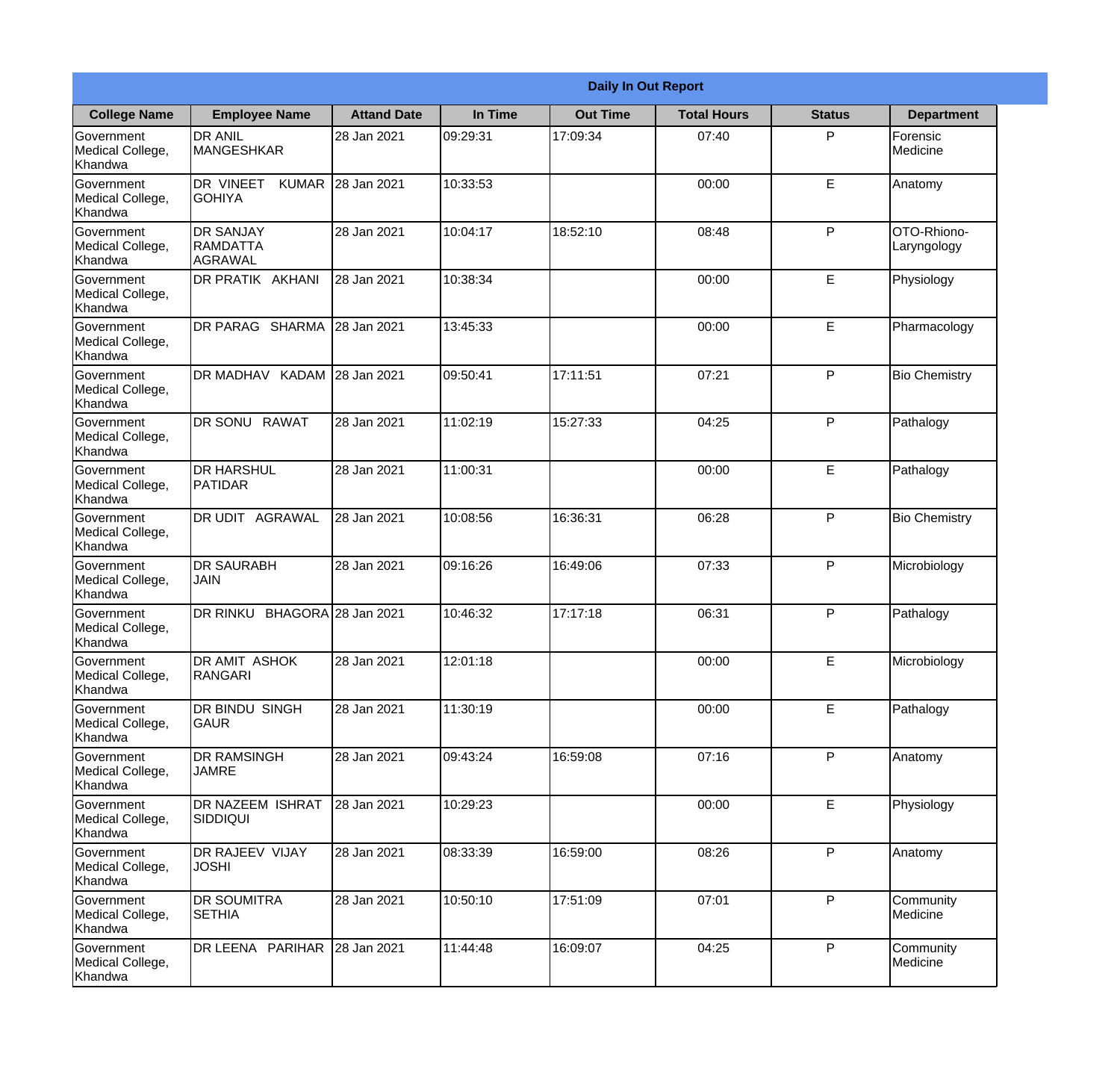**Daily In Out Report**

| College Name | Employee Name | Attand Date | In Time | Out Time | Total Hours | Status | Department |
|---|---|---|---|---|---|---|---|
| Government Medical College, Khandwa | DR ANIL MANGESHKAR | 28 Jan 2021 | 09:29:31 | 17:09:34 | 07:40 | P | Forensic Medicine |
| Government Medical College, Khandwa | DR VINEET KUMAR GOHIYA | 28 Jan 2021 | 10:33:53 | | 00:00 | E | Anatomy |
| Government Medical College, Khandwa | DR SANJAY RAMDATTA AGRAWAL | 28 Jan 2021 | 10:04:17 | 18:52:10 | 08:48 | P | OTO-Rhiono-Laryngology |
| Government Medical College, Khandwa | DR PRATIK AKHANI | 28 Jan 2021 | 10:38:34 | | 00:00 | E | Physiology |
| Government Medical College, Khandwa | DR PARAG SHARMA | 28 Jan 2021 | 13:45:33 | | 00:00 | E | Pharmacology |
| Government Medical College, Khandwa | DR MADHAV KADAM | 28 Jan 2021 | 09:50:41 | 17:11:51 | 07:21 | P | Bio Chemistry |
| Government Medical College, Khandwa | DR SONU RAWAT | 28 Jan 2021 | 11:02:19 | 15:27:33 | 04:25 | P | Pathalogy |
| Government Medical College, Khandwa | DR HARSHUL PATIDAR | 28 Jan 2021 | 11:00:31 | | 00:00 | E | Pathalogy |
| Government Medical College, Khandwa | DR UDIT AGRAWAL | 28 Jan 2021 | 10:08:56 | 16:36:31 | 06:28 | P | Bio Chemistry |
| Government Medical College, Khandwa | DR SAURABH JAIN | 28 Jan 2021 | 09:16:26 | 16:49:06 | 07:33 | P | Microbiology |
| Government Medical College, Khandwa | DR RINKU BHAGORA | 28 Jan 2021 | 10:46:32 | 17:17:18 | 06:31 | P | Pathalogy |
| Government Medical College, Khandwa | DR AMIT ASHOK RANGARI | 28 Jan 2021 | 12:01:18 | | 00:00 | E | Microbiology |
| Government Medical College, Khandwa | DR BINDU SINGH GAUR | 28 Jan 2021 | 11:30:19 | | 00:00 | E | Pathalogy |
| Government Medical College, Khandwa | DR RAMSINGH JAMRE | 28 Jan 2021 | 09:43:24 | 16:59:08 | 07:16 | P | Anatomy |
| Government Medical College, Khandwa | DR NAZEEM ISHRAT SIDDIQUI | 28 Jan 2021 | 10:29:23 | | 00:00 | E | Physiology |
| Government Medical College, Khandwa | DR RAJEEV VIJAY JOSHI | 28 Jan 2021 | 08:33:39 | 16:59:00 | 08:26 | P | Anatomy |
| Government Medical College, Khandwa | DR SOUMITRA SETHIA | 28 Jan 2021 | 10:50:10 | 17:51:09 | 07:01 | P | Community Medicine |
| Government Medical College, Khandwa | DR LEENA PARIHAR | 28 Jan 2021 | 11:44:48 | 16:09:07 | 04:25 | P | Community Medicine |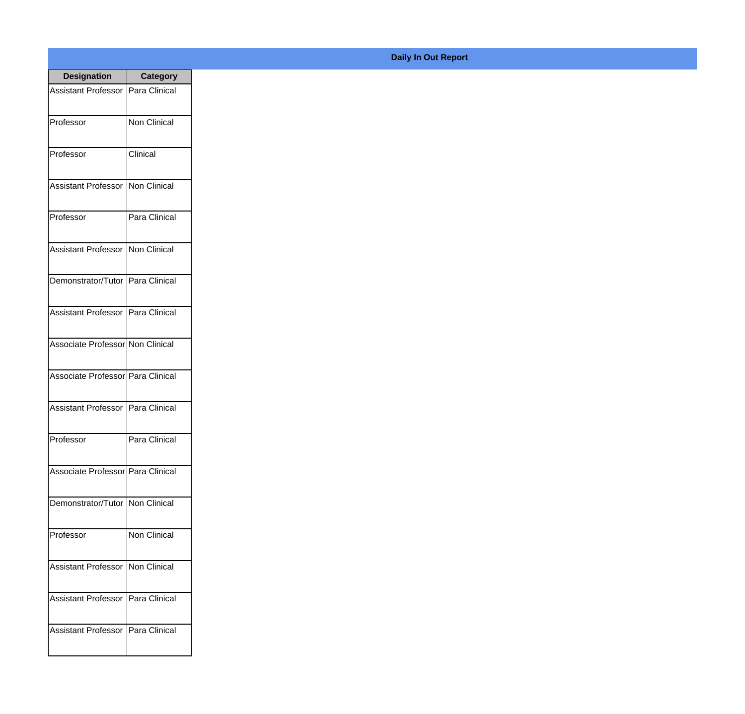**Daily In Out Report**

| Designation | Category |
|---|---|
| Assistant Professor | Para Clinical |
| Professor | Non Clinical |
| Professor | Clinical |
| Assistant Professor | Non Clinical |
| Professor | Para Clinical |
| Assistant Professor | Non Clinical |
| Demonstrator/Tutor | Para Clinical |
| Assistant Professor | Para Clinical |
| Associate Professor | Non Clinical |
| Associate Professor | Para Clinical |
| Assistant Professor | Para Clinical |
| Professor | Para Clinical |
| Associate Professor | Para Clinical |
| Demonstrator/Tutor | Non Clinical |
| Professor | Non Clinical |
| Assistant Professor | Non Clinical |
| Assistant Professor | Para Clinical |
| Assistant Professor | Para Clinical |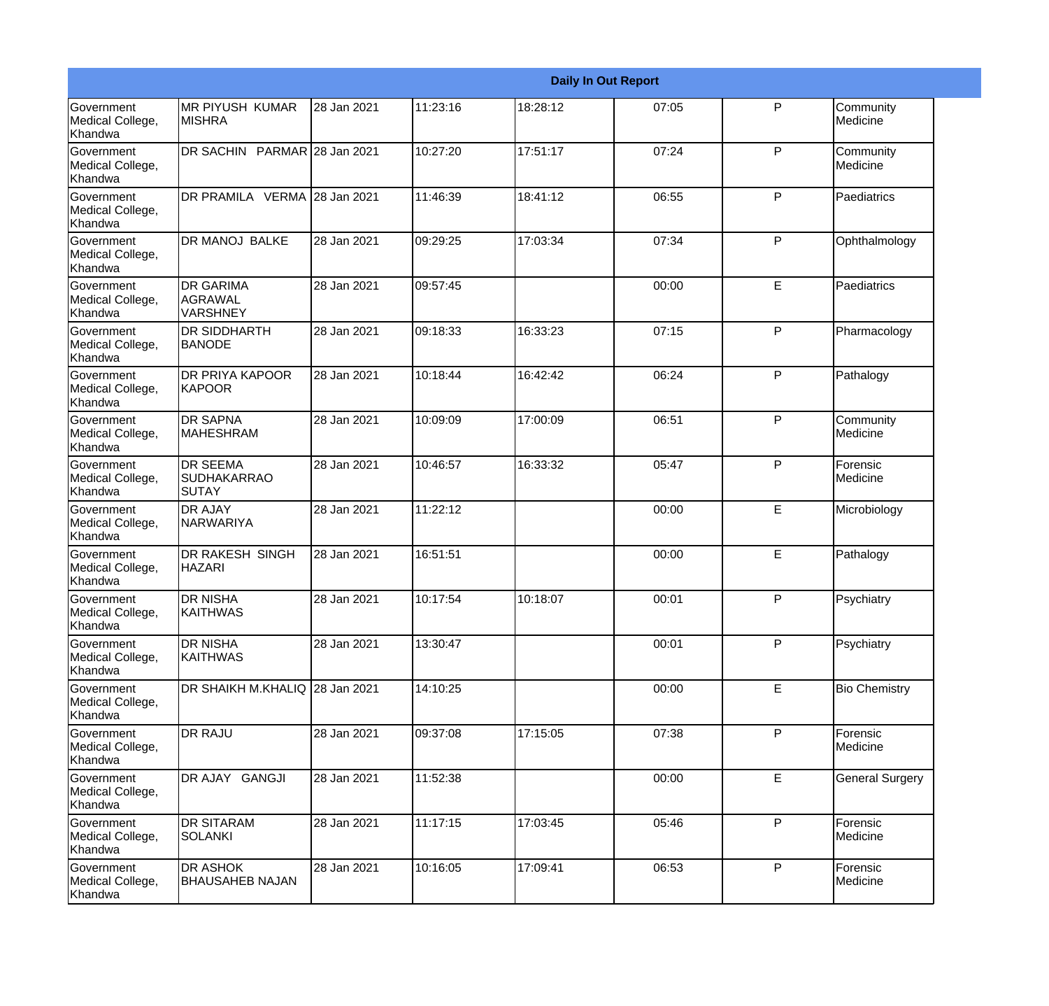| Daily In Out Report | | | | | | | |
|---|---|---|---|---|---|---|---|
| Government Medical College, Khandwa | MR PIYUSH KUMAR MISHRA | 28 Jan 2021 | 11:23:16 | 18:28:12 | 07:05 | P | Community Medicine |
| Government Medical College, Khandwa | DR SACHIN PARMAR | 28 Jan 2021 | 10:27:20 | 17:51:17 | 07:24 | P | Community Medicine |
| Government Medical College, Khandwa | DR PRAMILA VERMA | 28 Jan 2021 | 11:46:39 | 18:41:12 | 06:55 | P | Paediatrics |
| Government Medical College, Khandwa | DR MANOJ BALKE | 28 Jan 2021 | 09:29:25 | 17:03:34 | 07:34 | P | Ophthalmology |
| Government Medical College, Khandwa | DR GARIMA AGRAWAL VARSHNEY | 28 Jan 2021 | 09:57:45 | | 00:00 | E | Paediatrics |
| Government Medical College, Khandwa | DR SIDDHARTH BANODE | 28 Jan 2021 | 09:18:33 | 16:33:23 | 07:15 | P | Pharmacology |
| Government Medical College, Khandwa | DR PRIYA KAPOOR KAPOOR | 28 Jan 2021 | 10:18:44 | 16:42:42 | 06:24 | P | Pathalogy |
| Government Medical College, Khandwa | DR SAPNA MAHESHRAM | 28 Jan 2021 | 10:09:09 | 17:00:09 | 06:51 | P | Community Medicine |
| Government Medical College, Khandwa | DR SEEMA SUDHAKARRAO SUTAY | 28 Jan 2021 | 10:46:57 | 16:33:32 | 05:47 | P | Forensic Medicine |
| Government Medical College, Khandwa | DR AJAY NARWARIYA | 28 Jan 2021 | 11:22:12 | | 00:00 | E | Microbiology |
| Government Medical College, Khandwa | DR RAKESH SINGH HAZARI | 28 Jan 2021 | 16:51:51 | | 00:00 | E | Pathalogy |
| Government Medical College, Khandwa | DR NISHA KAITHWAS | 28 Jan 2021 | 10:17:54 | 10:18:07 | 00:01 | P | Psychiatry |
| Government Medical College, Khandwa | DR NISHA KAITHWAS | 28 Jan 2021 | 13:30:47 | | 00:01 | P | Psychiatry |
| Government Medical College, Khandwa | DR SHAIKH M.KHALIQ | 28 Jan 2021 | 14:10:25 | | 00:00 | E | Bio Chemistry |
| Government Medical College, Khandwa | DR RAJU | 28 Jan 2021 | 09:37:08 | 17:15:05 | 07:38 | P | Forensic Medicine |
| Government Medical College, Khandwa | DR AJAY GANGJI | 28 Jan 2021 | 11:52:38 | | 00:00 | E | General Surgery |
| Government Medical College, Khandwa | DR SITARAM SOLANKI | 28 Jan 2021 | 11:17:15 | 17:03:45 | 05:46 | P | Forensic Medicine |
| Government Medical College, Khandwa | DR ASHOK BHAUSAHEB NAJAN | 28 Jan 2021 | 10:16:05 | 17:09:41 | 06:53 | P | Forensic Medicine |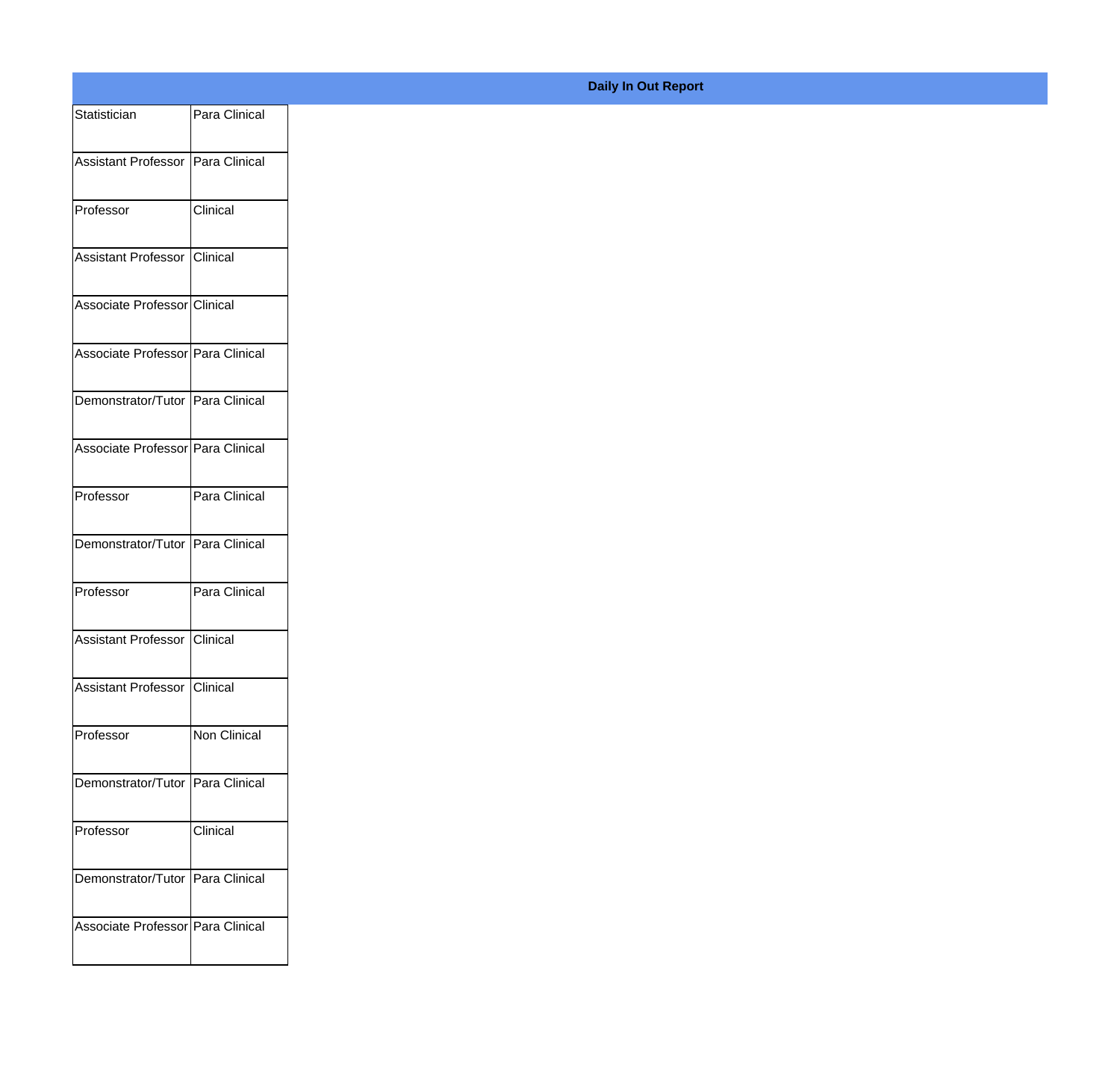**Daily In Out Report**

| | |
|---|---|
| Statistician | Para Clinical |
| Assistant Professor | Para Clinical |
| Professor | Clinical |
| Assistant Professor | Clinical |
| Associate Professor | Clinical |
| Associate Professor | Para Clinical |
| Demonstrator/Tutor | Para Clinical |
| Associate Professor | Para Clinical |
| Professor | Para Clinical |
| Demonstrator/Tutor | Para Clinical |
| Professor | Para Clinical |
| Assistant Professor | Clinical |
| Assistant Professor | Clinical |
| Professor | Non Clinical |
| Demonstrator/Tutor | Para Clinical |
| Professor | Clinical |
| Demonstrator/Tutor | Para Clinical |
| Associate Professor | Para Clinical |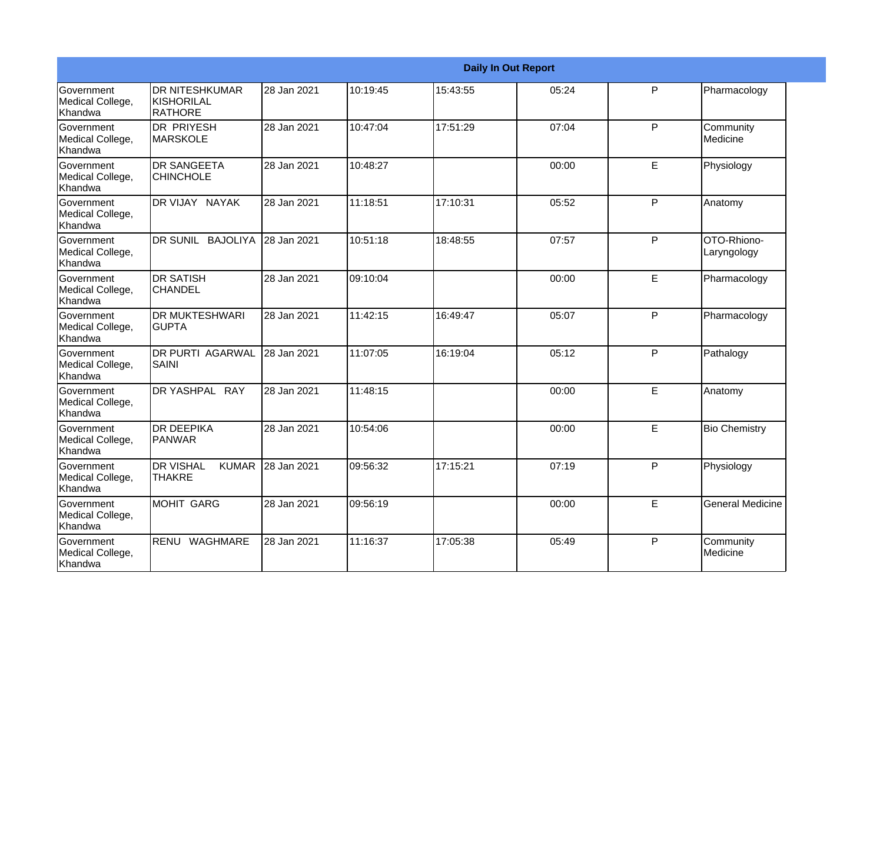**Daily In Out Report**

| | | | | | | | |
|---|---|---|---|---|---|---|---|
| Government Medical College, Khandwa | DR NITESHKUMAR KISHORILAL RATHORE | 28 Jan 2021 | 10:19:45 | 15:43:55 | 05:24 | P | Pharmacology |
| Government Medical College, Khandwa | DR PRIYESH MARSKOLE | 28 Jan 2021 | 10:47:04 | 17:51:29 | 07:04 | P | Community Medicine |
| Government Medical College, Khandwa | DR SANGEETA CHINCHOLE | 28 Jan 2021 | 10:48:27 | | 00:00 | E | Physiology |
| Government Medical College, Khandwa | DR VIJAY NAYAK | 28 Jan 2021 | 11:18:51 | 17:10:31 | 05:52 | P | Anatomy |
| Government Medical College, Khandwa | DR SUNIL BAJOLIYA | 28 Jan 2021 | 10:51:18 | 18:48:55 | 07:57 | P | OTO-Rhiono-Laryngology |
| Government Medical College, Khandwa | DR SATISH CHANDEL | 28 Jan 2021 | 09:10:04 | | 00:00 | E | Pharmacology |
| Government Medical College, Khandwa | DR MUKTESHWARI GUPTA | 28 Jan 2021 | 11:42:15 | 16:49:47 | 05:07 | P | Pharmacology |
| Government Medical College, Khandwa | DR PURTI AGARWAL SAINI | 28 Jan 2021 | 11:07:05 | 16:19:04 | 05:12 | P | Pathalogy |
| Government Medical College, Khandwa | DR YASHPAL RAY | 28 Jan 2021 | 11:48:15 | | 00:00 | E | Anatomy |
| Government Medical College, Khandwa | DR DEEPIKA PANWAR | 28 Jan 2021 | 10:54:06 | | 00:00 | E | Bio Chemistry |
| Government Medical College, Khandwa | DR VISHAL KUMAR THAKRE | 28 Jan 2021 | 09:56:32 | 17:15:21 | 07:19 | P | Physiology |
| Government Medical College, Khandwa | MOHIT GARG | 28 Jan 2021 | 09:56:19 | | 00:00 | E | General Medicine |
| Government Medical College, Khandwa | RENU WAGHMARE | 28 Jan 2021 | 11:16:37 | 17:05:38 | 05:49 | P | Community Medicine |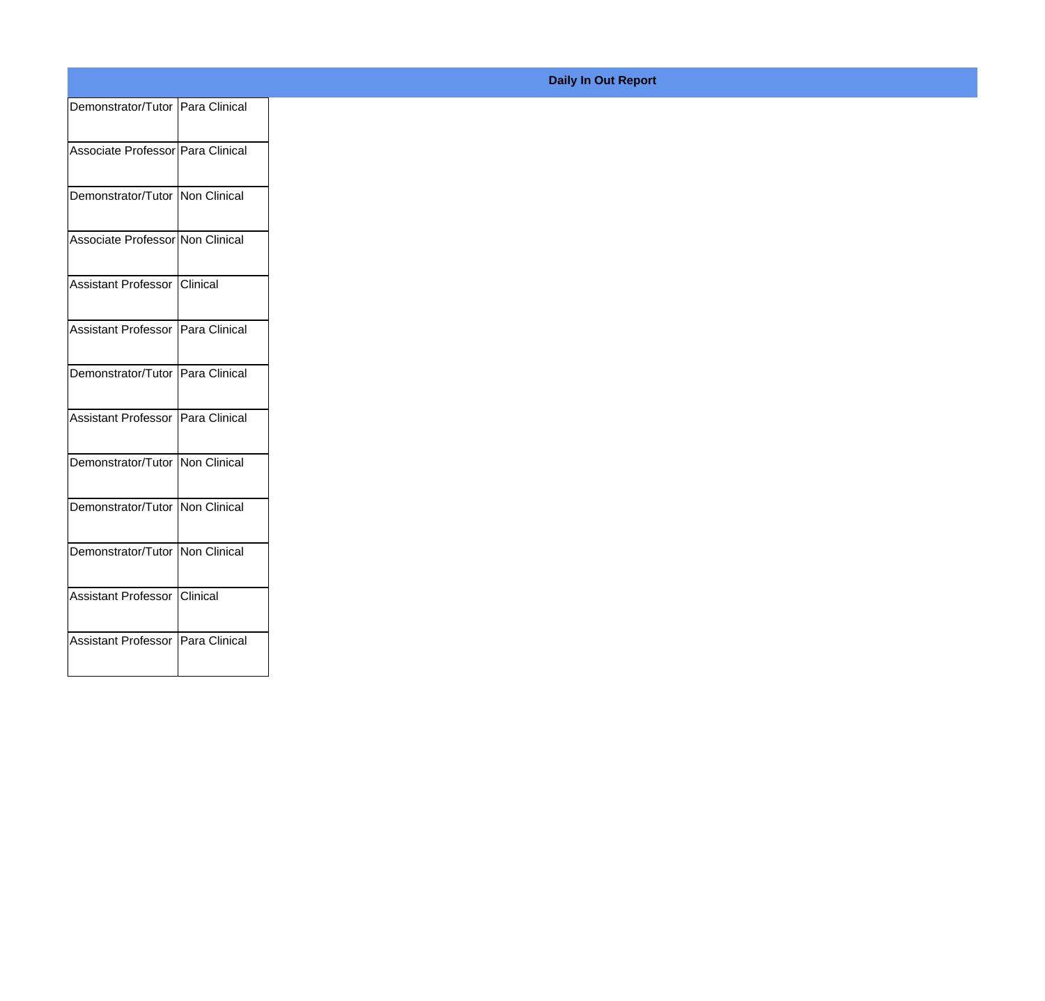**Daily In Out Report**

| | |
|---|---|
| Demonstrator/Tutor | Para Clinical |
| Associate Professor | Para Clinical |
| Demonstrator/Tutor | Non Clinical |
| Associate Professor | Non Clinical |
| Assistant Professor | Clinical |
| Assistant Professor | Para Clinical |
| Demonstrator/Tutor | Para Clinical |
| Assistant Professor | Para Clinical |
| Demonstrator/Tutor | Non Clinical |
| Demonstrator/Tutor | Non Clinical |
| Demonstrator/Tutor | Non Clinical |
| Assistant Professor | Clinical |
| Assistant Professor | Para Clinical |